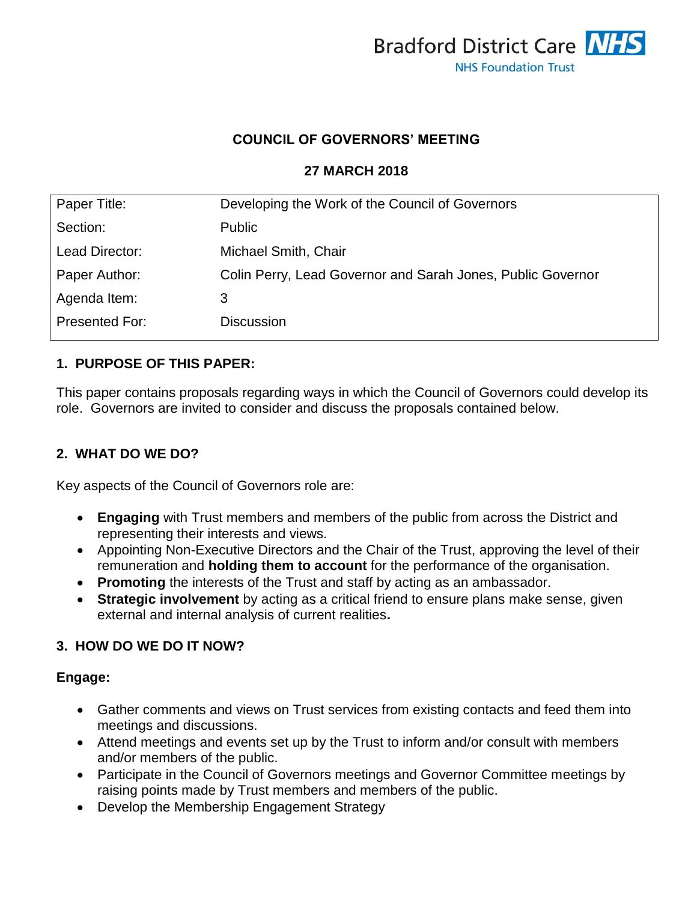Bradford District Care NHS
NHS Foundation Trust

# COUNCIL OF GOVERNORS' MEETING

## 27 MARCH 2018

| Paper Title: | Developing the Work of the Council of Governors |
|---|---|
| Section: | Public |
| Lead Director: | Michael Smith, Chair |
| Paper Author: | Colin Perry, Lead Governor and Sarah Jones, Public Governor |
| Agenda Item: | 3 |
| Presented For: | Discussion |

## 1. PURPOSE OF THIS PAPER:

This paper contains proposals regarding ways in which the Council of Governors could develop its role. Governors are invited to consider and discuss the proposals contained below.

## 2. WHAT DO WE DO?

Key aspects of the Council of Governors role are:

- **Engaging** with Trust members and members of the public from across the District and representing their interests and views.
- Appointing Non-Executive Directors and the Chair of the Trust, approving the level of their remuneration and **holding them to account** for the performance of the organisation.
- **Promoting** the interests of the Trust and staff by acting as an ambassador.
- **Strategic involvement** by acting as a critical friend to ensure plans make sense, given external and internal analysis of current realities**.**

## 3. HOW DO WE DO IT NOW?

**Engage:**

- Gather comments and views on Trust services from existing contacts and feed them into meetings and discussions.
- Attend meetings and events set up by the Trust to inform and/or consult with members and/or members of the public.
- Participate in the Council of Governors meetings and Governor Committee meetings by raising points made by Trust members and members of the public.
- Develop the Membership Engagement Strategy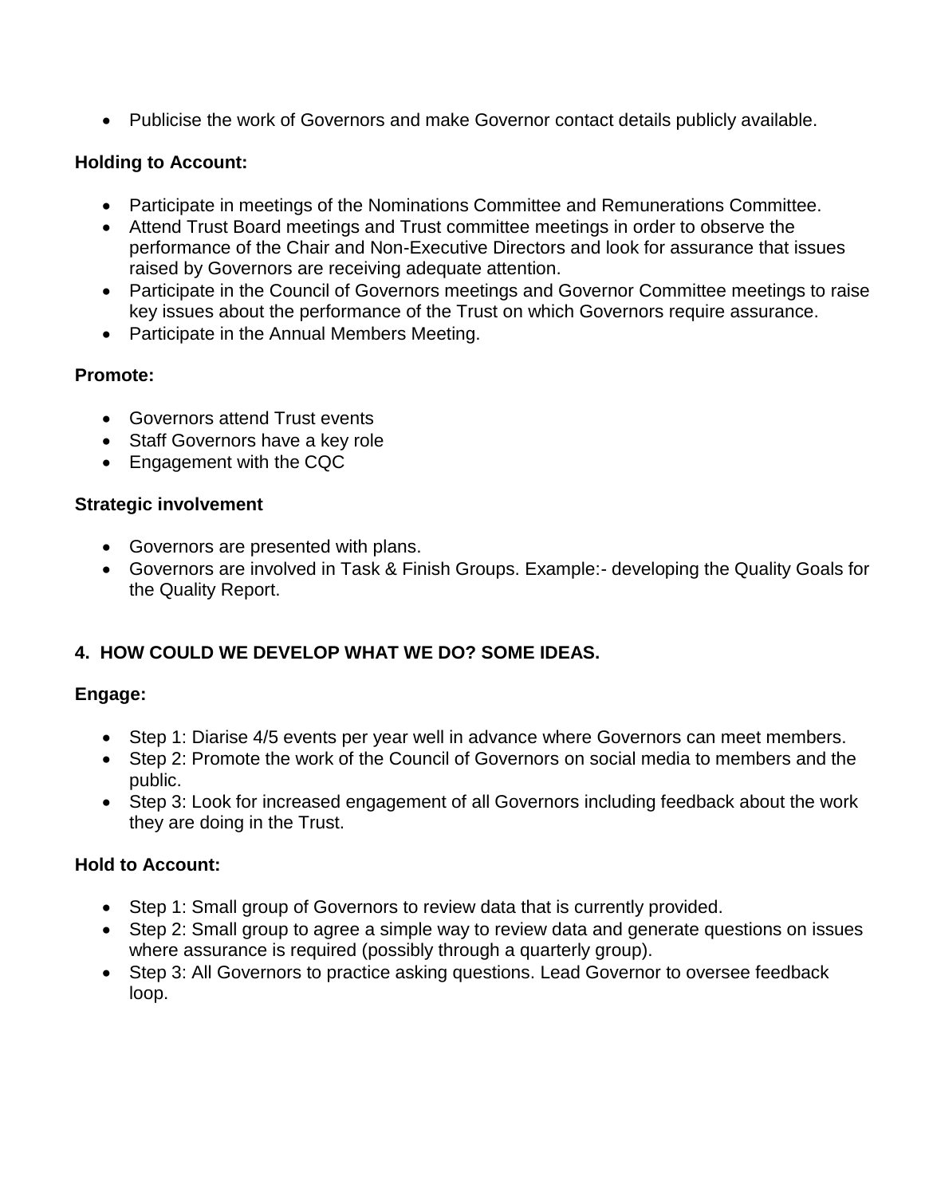- Publicise the work of Governors and make Governor contact details publicly available.

**Holding to Account:**

- Participate in meetings of the Nominations Committee and Remunerations Committee.
- Attend Trust Board meetings and Trust committee meetings in order to observe the performance of the Chair and Non-Executive Directors and look for assurance that issues raised by Governors are receiving adequate attention.
- Participate in the Council of Governors meetings and Governor Committee meetings to raise key issues about the performance of the Trust on which Governors require assurance.
- Participate in the Annual Members Meeting.

**Promote:**

- Governors attend Trust events
- Staff Governors have a key role
- Engagement with the CQC

**Strategic involvement**

- Governors are presented with plans.
- Governors are involved in Task & Finish Groups. Example:- developing the Quality Goals for the Quality Report.

## 4. HOW COULD WE DEVELOP WHAT WE DO? SOME IDEAS.

**Engage:**

- Step 1: Diarise 4/5 events per year well in advance where Governors can meet members.
- Step 2: Promote the work of the Council of Governors on social media to members and the public.
- Step 3: Look for increased engagement of all Governors including feedback about the work they are doing in the Trust.

**Hold to Account:**

- Step 1: Small group of Governors to review data that is currently provided.
- Step 2: Small group to agree a simple way to review data and generate questions on issues where assurance is required (possibly through a quarterly group).
- Step 3: All Governors to practice asking questions. Lead Governor to oversee feedback loop.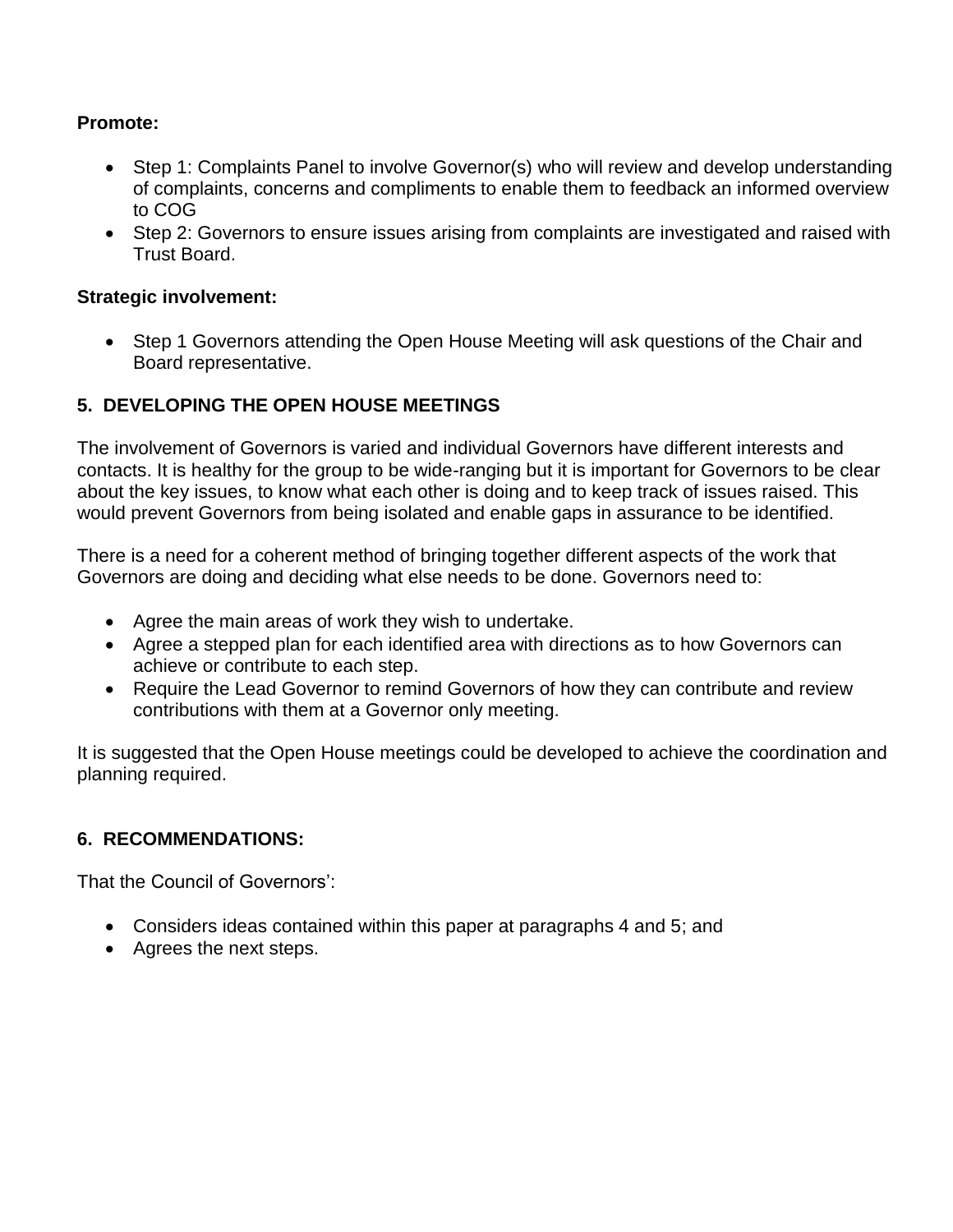**Promote:**

- Step 1: Complaints Panel to involve Governor(s) who will review and develop understanding of complaints, concerns and compliments to enable them to feedback an informed overview to COG
- Step 2: Governors to ensure issues arising from complaints are investigated and raised with Trust Board.

**Strategic involvement:**

- Step 1 Governors attending the Open House Meeting will ask questions of the Chair and Board representative.

## 5. DEVELOPING THE OPEN HOUSE MEETINGS

The involvement of Governors is varied and individual Governors have different interests and contacts. It is healthy for the group to be wide-ranging but it is important for Governors to be clear about the key issues, to know what each other is doing and to keep track of issues raised. This would prevent Governors from being isolated and enable gaps in assurance to be identified.

There is a need for a coherent method of bringing together different aspects of the work that Governors are doing and deciding what else needs to be done. Governors need to:

- Agree the main areas of work they wish to undertake.
- Agree a stepped plan for each identified area with directions as to how Governors can achieve or contribute to each step.
- Require the Lead Governor to remind Governors of how they can contribute and review contributions with them at a Governor only meeting.

It is suggested that the Open House meetings could be developed to achieve the coordination and planning required.

## 6. RECOMMENDATIONS:

That the Council of Governors':

- Considers ideas contained within this paper at paragraphs 4 and 5; and
- Agrees the next steps.